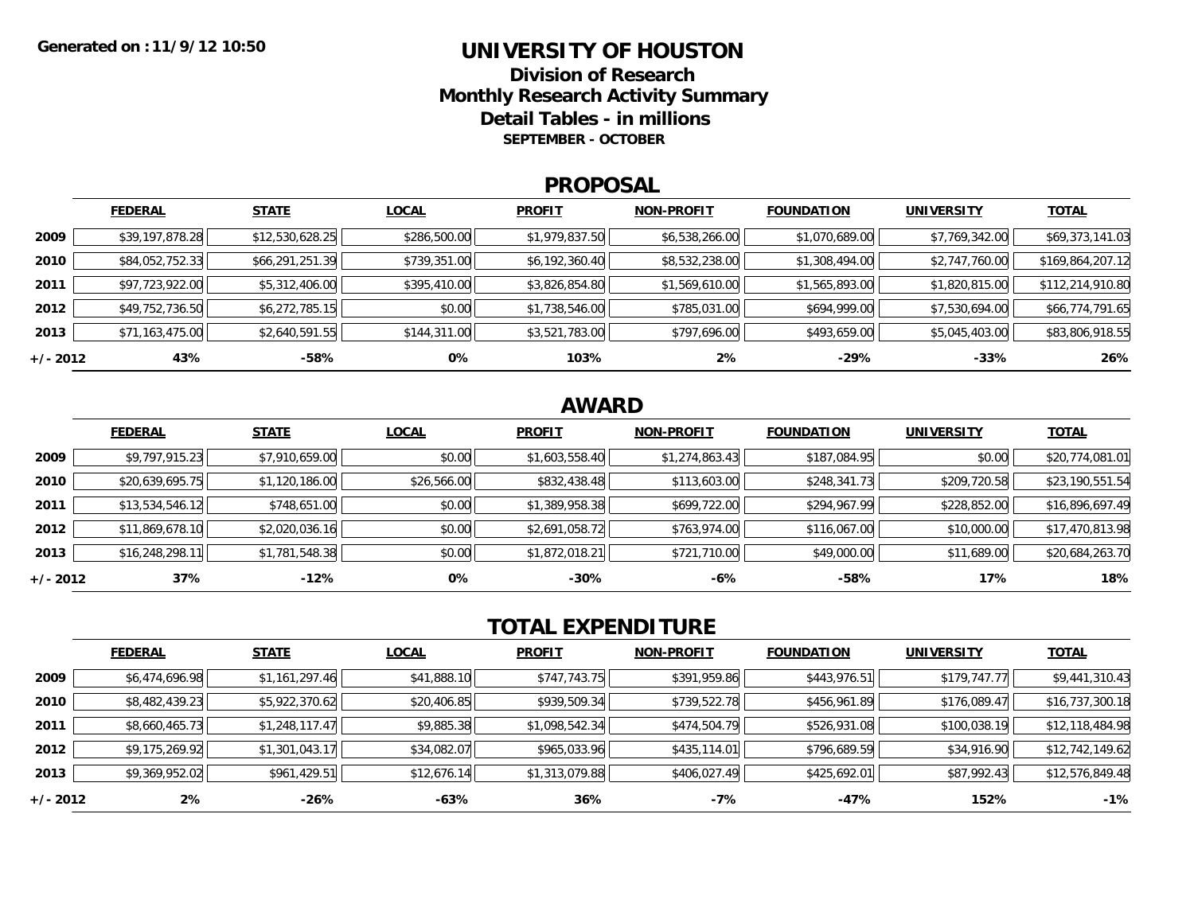Generated on :11/9/12 10:50

# UNIVERSITY OF HOUSTON

## Division of Research
## Monthly Research Activity Summary
## Detail Tables - in millions

**SEPTEMBER - OCTOBER**

## PROPOSAL

| | FEDERAL | STATE | LOCAL | PROFIT | NON-PROFIT | FOUNDATION | UNIVERSITY | TOTAL |
|---|---|---|---|---|---|---|---|---|
| 2009 | $39,197,878.28 | $12,530,628.25 | $286,500.00 | $1,979,837.50 | $6,538,266.00 | $1,070,689.00 | $7,769,342.00 | $69,373,141.03 |
| 2010 | $84,052,752.33 | $66,291,251.39 | $739,351.00 | $6,192,360.40 | $8,532,238.00 | $1,308,494.00 | $2,747,760.00 | $169,864,207.12 |
| 2011 | $97,723,922.00 | $5,312,406.00 | $395,410.00 | $3,826,854.80 | $1,569,610.00 | $1,565,893.00 | $1,820,815.00 | $112,214,910.80 |
| 2012 | $49,752,736.50 | $6,272,785.15 | $0.00 | $1,738,546.00 | $785,031.00 | $694,999.00 | $7,530,694.00 | $66,774,791.65 |
| 2013 | $71,163,475.00 | $2,640,591.55 | $144,311.00 | $3,521,783.00 | $797,696.00 | $493,659.00 | $5,045,403.00 | $83,806,918.55 |
| +/- 2012 | 43% | -58% | 0% | 103% | 2% | -29% | -33% | 26% |

## AWARD

| | FEDERAL | STATE | LOCAL | PROFIT | NON-PROFIT | FOUNDATION | UNIVERSITY | TOTAL |
|---|---|---|---|---|---|---|---|---|
| 2009 | $9,797,915.23 | $7,910,659.00 | $0.00 | $1,603,558.40 | $1,274,863.43 | $187,084.95 | $0.00 | $20,774,081.01 |
| 2010 | $20,639,695.75 | $1,120,186.00 | $26,566.00 | $832,438.48 | $113,603.00 | $248,341.73 | $209,720.58 | $23,190,551.54 |
| 2011 | $13,534,546.12 | $748,651.00 | $0.00 | $1,389,958.38 | $699,722.00 | $294,967.99 | $228,852.00 | $16,896,697.49 |
| 2012 | $11,869,678.10 | $2,020,036.16 | $0.00 | $2,691,058.72 | $763,974.00 | $116,067.00 | $10,000.00 | $17,470,813.98 |
| 2013 | $16,248,298.11 | $1,781,548.38 | $0.00 | $1,872,018.21 | $721,710.00 | $49,000.00 | $11,689.00 | $20,684,263.70 |
| +/- 2012 | 37% | -12% | 0% | -30% | -6% | -58% | 17% | 18% |

## TOTAL EXPENDITURE

| | FEDERAL | STATE | LOCAL | PROFIT | NON-PROFIT | FOUNDATION | UNIVERSITY | TOTAL |
|---|---|---|---|---|---|---|---|---|
| 2009 | $6,474,696.98 | $1,161,297.46 | $41,888.10 | $747,743.75 | $391,959.86 | $443,976.51 | $179,747.77 | $9,441,310.43 |
| 2010 | $8,482,439.23 | $5,922,370.62 | $20,406.85 | $939,509.34 | $739,522.78 | $456,961.89 | $176,089.47 | $16,737,300.18 |
| 2011 | $8,660,465.73 | $1,248,117.47 | $9,885.38 | $1,098,542.34 | $474,504.79 | $526,931.08 | $100,038.19 | $12,118,484.98 |
| 2012 | $9,175,269.92 | $1,301,043.17 | $34,082.07 | $965,033.96 | $435,114.01 | $796,689.59 | $34,916.90 | $12,742,149.62 |
| 2013 | $9,369,952.02 | $961,429.51 | $12,676.14 | $1,313,079.88 | $406,027.49 | $425,692.01 | $87,992.43 | $12,576,849.48 |
| +/- 2012 | 2% | -26% | -63% | 36% | -7% | -47% | 152% | -1% |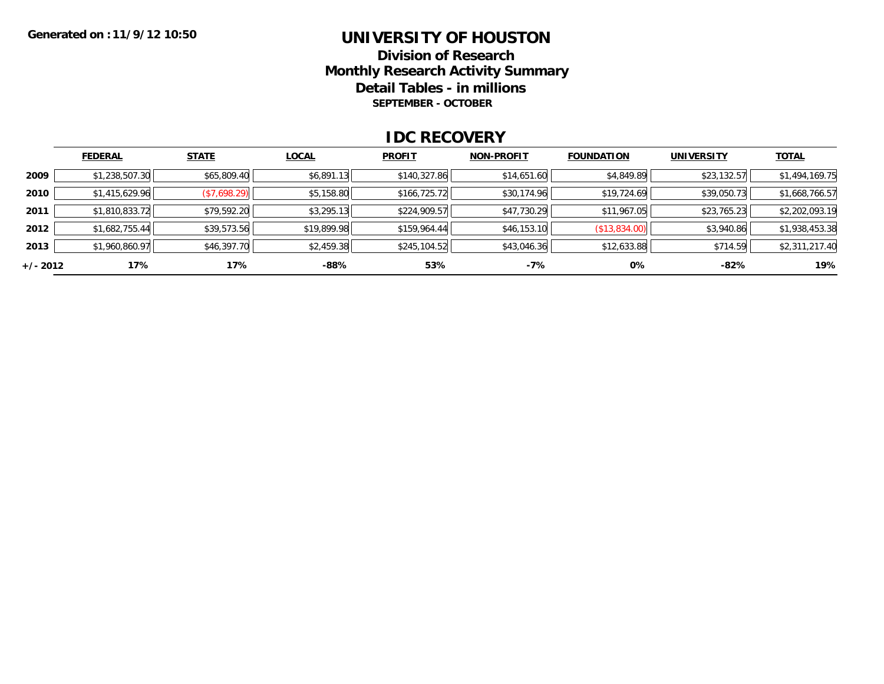Generated on : 11/9/12 10:50

# UNIVERSITY OF HOUSTON

## Division of Research
## Monthly Research Activity Summary
## Detail Tables - in millions

**SEPTEMBER - OCTOBER**

## IDC RECOVERY

| | FEDERAL | STATE | LOCAL | PROFIT | NON-PROFIT | FOUNDATION | UNIVERSITY | TOTAL |
|---|---|---|---|---|---|---|---|---|
| **2009** | $1,238,507.30 | $65,809.40 | $6,891.13 | $140,327.86 | $14,651.60 | $4,849.89 | $23,132.57 | $1,494,169.75 |
| **2010** | $1,415,629.96 | ($7,698.29) | $5,158.80 | $166,725.72 | $30,174.96 | $19,724.69 | $39,050.73 | $1,668,766.57 |
| **2011** | $1,810,833.72 | $79,592.20 | $3,295.13 | $224,909.57 | $47,730.29 | $11,967.05 | $23,765.23 | $2,202,093.19 |
| **2012** | $1,682,755.44 | $39,573.56 | $19,899.98 | $159,964.44 | $46,153.10 | ($13,834.00) | $3,940.86 | $1,938,453.38 |
| **2013** | $1,960,860.97 | $46,397.70 | $2,459.38 | $245,104.52 | $43,046.36 | $12,633.88 | $714.59 | $2,311,217.40 |
| **+/- 2012** | **17%** | **17%** | **-88%** | **53%** | **-7%** | **0%** | **-82%** | **19%** |